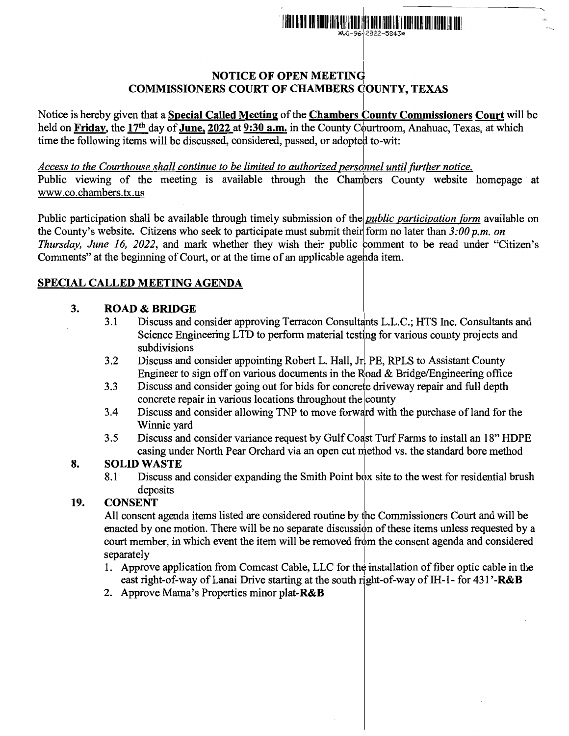# NOTICE OF OPEN MEETING
# COMMISSIONERS COURT OF CHAMBERS COUNTY, TEXAS

Notice is hereby given that a **Special Called Meeting** of the **Chambers County Commissioners Court** will be held on **Friday**, the **17th** day of **June, 2022** at **9:30 a.m.** in the County Courtroom, Anahuac, Texas, at which time the following items will be discussed, considered, passed, or adopted to-wit:

*Access to the Courthouse shall continue to be limited to authorized personnel until further notice.*
Public viewing of the meeting is available through the Chambers County website homepage at www.co.chambers.tx.us

Public participation shall be available through timely submission of the *public participation form* available on the County's website. Citizens who seek to participate must submit their form no later than *3:00 p.m. on Thursday, June 16, 2022*, and mark whether they wish their public comment to be read under "Citizen's Comments" at the beginning of Court, or at the time of an applicable agenda item.

## SPECIAL CALLED MEETING AGENDA

**3. ROAD & BRIDGE**

- 3.1 Discuss and consider approving Terracon Consultants L.L.C.; HTS Inc. Consultants and Science Engineering LTD to perform material testing for various county projects and subdivisions
- 3.2 Discuss and consider appointing Robert L. Hall, Jr. PE, RPLS to Assistant County Engineer to sign off on various documents in the Road & Bridge/Engineering office
- 3.3 Discuss and consider going out for bids for concrete driveway repair and full depth concrete repair in various locations throughout the county
- 3.4 Discuss and consider allowing TNP to move forward with the purchase of land for the Winnie yard
- 3.5 Discuss and consider variance request by Gulf Coast Turf Farms to install an 18" HDPE casing under North Pear Orchard via an open cut method vs. the standard bore method

**8. SOLID WASTE**

- 8.1 Discuss and consider expanding the Smith Point box site to the west for residential brush deposits

**19. CONSENT**

All consent agenda items listed are considered routine by the Commissioners Court and will be enacted by one motion. There will be no separate discussion of these items unless requested by a court member, in which event the item will be removed from the consent agenda and considered separately

1. Approve application from Comcast Cable, LLC for the installation of fiber optic cable in the east right-of-way of Lanai Drive starting at the south right-of-way of IH-1- for 431'-**R&B**
2. Approve Mama's Properties minor plat-**R&B**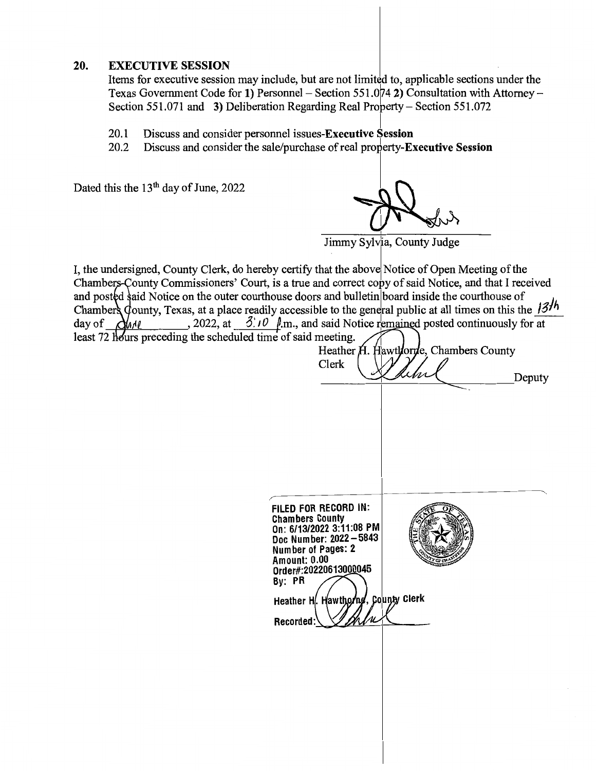## 20. EXECUTIVE SESSION

Items for executive session may include, but are not limited to, applicable sections under the Texas Government Code for **1)** Personnel – Section 551.074 **2)** Consultation with Attorney – Section 551.071 and **3)** Deliberation Regarding Real Property – Section 551.072

- 20.1 Discuss and consider personnel issues-**Executive Session**
- 20.2 Discuss and consider the sale/purchase of real property-**Executive Session**

Dated this the 13th day of June, 2022

Jimmy Sylvia, County Judge

I, the undersigned, County Clerk, do hereby certify that the above Notice of Open Meeting of the Chambers County Commissioners' Court, is a true and correct copy of said Notice, and that I received and posted said Notice on the outer courthouse doors and bulletin board inside the courthouse of Chambers County, Texas, at a place readily accessible to the general public at all times on this the 13th day of June, 2022, at 3:10 p.m., and said Notice remained posted continuously for at least 72 hours preceding the scheduled time of said meeting.

Heather H. Hawthorne, Chambers County Clerk

_______________ Deputy

**FILED FOR RECORD IN:**
**Chambers County**
**On: 6/13/2022 3:11:08 PM**
**Doc Number: 2022 – 5843**
**Number of Pages: 2**
**Amount: 0.00**
**Order#:20220613000045**
**By: PR**

**Heather H. Hawthorne, County Clerk**

**Recorded:**